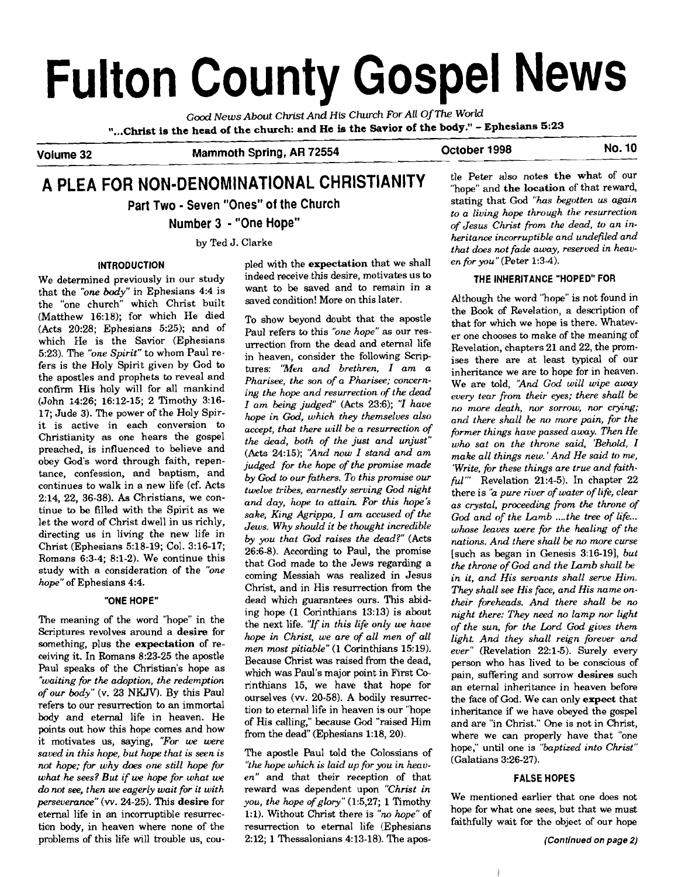# Fulton County Gospel News

*Good News About Christ And His Church For All Of The World*

**"...Christ is the head of the church: and He is the Savior of the body." - Ephesians 5:23**

**Volume 32** **Mammoth Spring, AR 72554** **October 1998** **No. 10**

## A PLEA FOR NON-DENOMINATIONAL CHRISTIANITY

### Part Two - Seven "Ones" of the Church

### Number 3 - "One Hope"

by Ted J. Clarke

#### INTRODUCTION

We determined previously in our study that the *"one body"* in Ephesians 4:4 is the "one church" which Christ built (Matthew 16:18); for which He died (Acts 20:28; Ephesians 5:25); and of which He is the Savior (Ephesians 5:23). The *"one Spirit"* to whom Paul refers is the Holy Spirit given by God to the apostles and prophets to reveal and confirm His holy will for all mankind (John 14:26; 16:12-15; 2 Timothy 3:16-17; Jude 3). The power of the Holy Spirit is active in each conversion to Christianity as one hears the gospel preached, is influenced to believe and obey God's word through faith, repentance, confession, and baptism, and continues to walk in a new life (cf. Acts 2:14, 22, 36-38). As Christians, we continue to be filled with the Spirit as we let the word of Christ dwell in us richly, directing us in living the new life in Christ (Ephesians 5:18-19; Col. 3:16-17; Romans 6:3-4; 8:1-2). We continue this study with a consideration of the *"one hope"* of Ephesians 4:4.

#### "ONE HOPE"

The meaning of the word "hope" in the Scriptures revolves around a **desire** for something, plus the **expectation** of receiving it. In Romans 8:23-25 the apostle Paul speaks of the Christian's hope as *"waiting for the adoption, the redemption of our body"* (v. 23 NKJV). By this Paul refers to our resurrection to an immortal body and eternal life in heaven. He points out how this hope comes and how it motivates us, saying, *"For we were saved in this hope, but hope that is seen is not hope; for why does one still hope for what he sees? But if we hope for what we do not see, then we eagerly wait for it with perseverance"* (vv. 24-25). This **desire** for eternal life in an incorruptible resurrection body, in heaven where none of the problems of this life will trouble us, coupled with the **expectation** that we shall indeed receive this desire, motivates us to want to be saved and to remain in a saved condition! More on this later.

To show beyond doubt that the apostle Paul refers to this *"one hope"* as our resurrection from the dead and eternal life in heaven, consider the following Scriptures: *"Men and brethren, I am a Pharisee, the son of a Pharisee; concerning the hope and resurrection of the dead I am being judged"* (Acts 23:6); *"I have hope in God, which they themselves also accept, that there will be a resurrection of the dead, both of the just and unjust"* (Acts 24:15); *"And now I stand and am judged for the hope of the promise made by God to our fathers. To this promise our twelve tribes, earnestly serving God night and day, hope to attain. For this hope's sake, King Agrippa, I am accused of the Jews. Why should it be thought incredible by you that God raises the dead?"* (Acts 26:6-8). According to Paul, the promise that God made to the Jews regarding a coming Messiah was realized in Jesus Christ, and in His resurrection from the dead which guarantees ours. This abiding hope (1 Corinthians 13:13) is about the next life. *"If in this life only we have hope in Christ, we are of all men most pitiable"* (1 Corinthians 15:19). Because Christ was raised from the dead, which was Paul's major point in First Corinthians 15, we have that hope for ourselves (vv. 20-58). A bodily resurrection to eternal life in heaven is our "hope of His calling," because God "raised Him from the dead" (Ephesians 1:18, 20).

The apostle Paul told the Colossians of *"the hope which is laid up for you in heaven"* and that their reception of that reward was dependent upon *"Christ in you, the hope of glory"* (1:5,27; 1 Timothy 1:1). Without Christ there is *"no hope"* of resurrection to eternal life (Ephesians 2:12; 1 Thessalonians 4:13-18). The apostle Peter also notes **the what** of our "hope" and **the location** of that reward, stating that God *"has begotten us again to a living hope through the resurrection of Jesus Christ from the dead, to an inheritance incorruptible and undefiled and that does not fade away, reserved in heaven for you"* (Peter 1:3-4).

#### THE INHERITANCE "HOPED" FOR

Although the word "hope" is not found in the Book of Revelation, a description of that for which we hope is there. Whatever one chooses to make of the meaning of Revelation, chapters 21 and 22, the promises there are at least typical of our inheritance we are to hope for in heaven. We are told, *"And God will wipe away every tear from their eyes; there shall be no more death, nor sorrow, nor crying; and there shall be no more pain, for the former things have passed away. Then He who sat on the throne said, 'Behold, I make all things new.' And He said to me, 'Write, for these things are true and faithful'"* Revelation 21:4-5). In chapter 22 there is *"a pure river of water of life, clear as crystal, proceeding from the throne of God and of the Lamb ....the tree of life... whose leaves were for the healing of the nations. And there shall be no more curse* [such as began in Genesis 3:16-19], *but the throne of God and the Lamb shall be in it, and His servants shall serve Him. They shall see His face, and His name on their foreheads. And there shall be no night there: They need no lamp nor light of the sun, for the Lord God gives them light. And they shall reign forever and ever"* (Revelation 22:1-5). Surely every person who has lived to be conscious of pain, suffering and sorrow **desires** such an eternal inheritance in heaven before the face of God. We can only **expect** that inheritance if we have obeyed the gospel and are "in Christ." One is not in Christ, where we can properly have that "one hope," until one is *"baptized into Christ"* (Galatians 3:26-27).

#### FALSE HOPES

We mentioned earlier that one does not hope for what one sees, but that we must faithfully wait for the object of our hope

*(Continued on page 2)*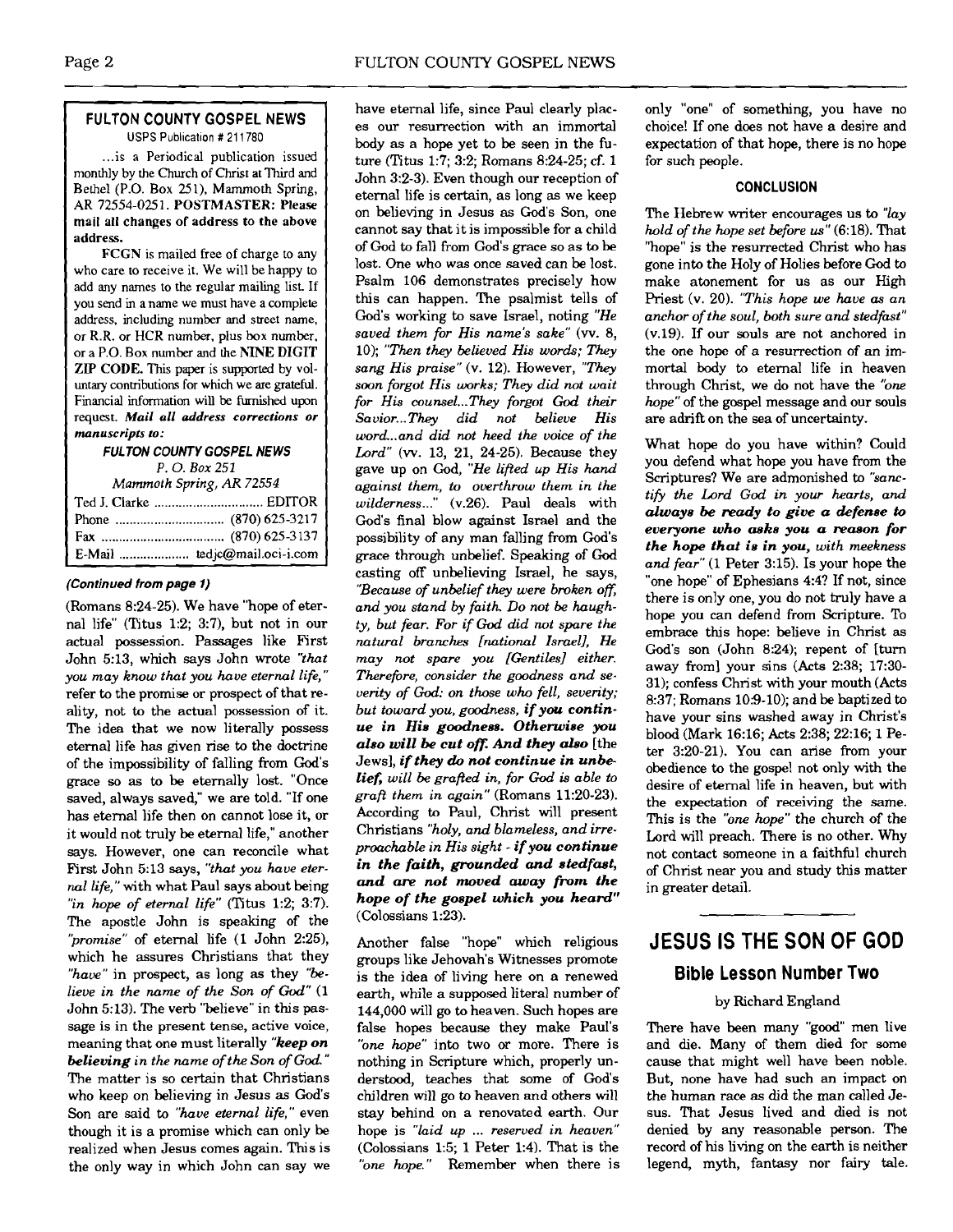## FULTON COUNTY GOSPEL NEWS

USPS Publication # 211780

...is a Periodical publication issued monthly by the Church of Christ at Third and Bethel (P.O. Box 251), Mammoth Spring, AR 72554-0251. **POSTMASTER: Please mail all changes of address to the above address.**

**FCGN** is mailed free of charge to any who care to receive it. We will be happy to add any names to the regular mailing list. If you send in a name we must have a complete address, including number and street name, or R.R. or HCR number, plus box number, or a P.O. Box number and the **NINE DIGIT ZIP CODE.** This paper is supported by voluntary contributions for which we are grateful. Financial information will be furnished upon request. ***Mail all address corrections or manuscripts to:***

***FULTON COUNTY GOSPEL NEWS***
*P. O. Box 251*
*Mammoth Spring, AR 72554*

Ted J. Clarke .............................. EDITOR
Phone .............................. (870) 625-3217
Fax .................................. (870) 625-3137
E-Mail .................... tedjc@mail.oci-i.com

***(Continued from page 1)***

(Romans 8:24-25). We have "hope of eternal life" (Titus 1:2; 3:7), but not in our actual possession. Passages like First John 5:13, which says John wrote *"that you may know that you have eternal life,"* refer to the promise or prospect of that reality, not to the actual possession of it. The idea that we now literally possess eternal life has given rise to the doctrine of the impossibility of falling from God's grace so as to be eternally lost. "Once saved, always saved," we are told. "If one has eternal life then on cannot lose it, or it would not truly be eternal life," another says. However, one can reconcile what First John 5:13 says, *"that you have eternal life,"* with what Paul says about being *"in hope of eternal life"* (Titus 1:2; 3:7). The apostle John is speaking of the *"promise"* of eternal life (1 John 2:25), which he assures Christians that they *"have"* in prospect, as long as they *"believe in the name of the Son of God"* (1 John 5:13). The verb "believe" in this passage is in the present tense, active voice, meaning that one must literally ***"keep on believing** in the name of the Son of God."* The matter is so certain that Christians who keep on believing in Jesus as God's Son are said to *"have eternal life,"* even though it is a promise which can only be realized when Jesus comes again. This is the only way in which John can say we have eternal life, since Paul clearly places our resurrection with an immortal body as a hope yet to be seen in the future (Titus 1:7; 3:2; Romans 8:24-25; cf. 1 John 3:2-3). Even though our reception of eternal life is certain, as long as we keep on believing in Jesus as God's Son, one cannot say that it is impossible for a child of God to fall from God's grace so as to be lost. One who was once saved can be lost. Psalm 106 demonstrates precisely how this can happen. The psalmist tells of God's working to save Israel, noting *"He saved them for His name's sake"* (vv. 8, 10); *"Then they believed His words; They sang His praise"* (v. 12). However, *"They soon forgot His works; They did not wait for His counsel...They forgot God their Savior...They did not believe His word...and did not heed the voice of the Lord"* (vv. 13, 21, 24-25). Because they gave up on God, *"He lifted up His hand against them, to overthrow them in the wilderness..."* (v.26). Paul deals with God's final blow against Israel and the possibility of any man falling from God's grace through unbelief. Speaking of God casting off unbelieving Israel, he says, *"Because of unbelief they were broken off, and you stand by faith. Do not be haughty, but fear. For if God did not spare the natural branches [national Israel], He may not spare you [Gentiles] either. Therefore, consider the goodness and severity of God: on those who fell, severity; but toward you, goodness,* ***if you continue in His goodness. Otherwise you also will be cut off. And they also*** [the Jews], ***if they do not continue in unbelief,*** *will be grafted in, for God is able to graft them in again"* (Romans 11:20-23). According to Paul, Christ will present Christians *"holy, and blameless, and irreproachable in His sight -* ***if you continue in the faith, grounded and stedfast, and are not moved away from the hope of the gospel which you heard"*** (Colossians 1:23).

Another false "hope" which religious groups like Jehovah's Witnesses promote is the idea of living here on a renewed earth, while a supposed literal number of 144,000 will go to heaven. Such hopes are false hopes because they make Paul's *"one hope"* into two or more. There is nothing in Scripture which, properly understood, teaches that some of God's children will go to heaven and others will stay behind on a renovated earth. Our hope is *"laid up ... reserved in heaven"* (Colossians 1:5; 1 Peter 1:4). That is the *"one hope."* Remember when there is only "one" of something, you have no choice! If one does not have a desire and expectation of that hope, there is no hope for such people.

### CONCLUSION

The Hebrew writer encourages us to *"lay hold of the hope set before us"* (6:18). That "hope" is the resurrected Christ who has gone into the Holy of Holies before God to make atonement for us as our High Priest (v. 20). *"This hope we have as an anchor of the soul, both sure and stedfast"* (v.19). If our souls are not anchored in the one hope of a resurrection of an immortal body to eternal life in heaven through Christ, we do not have the *"one hope"* of the gospel message and our souls are adrift on the sea of uncertainty.

What hope do you have within? Could you defend what hope you have from the Scriptures? We are admonished to *"sanctify the Lord God in your hearts, and* ***always be ready to give a defense to everyone who asks you a reason for the hope that is in you,*** *with meekness and fear"* (1 Peter 3:15). Is your hope the "one hope" of Ephesians 4:4? If not, since there is only one, you do not truly have a hope you can defend from Scripture. To embrace this hope: believe in Christ as God's son (John 8:24); repent of [turn away from] your sins (Acts 2:38; 17:30-31); confess Christ with your mouth (Acts 8:37; Romans 10:9-10); and be baptized to have your sins washed away in Christ's blood (Mark 16:16; Acts 2:38; 22:16; 1 Peter 3:20-21). You can arise from your obedience to the gospel not only with the desire of eternal life in heaven, but with the expectation of receiving the same. This is the *"one hope"* the church of the Lord will preach. There is no other. Why not contact someone in a faithful church of Christ near you and study this matter in greater detail.

---

# JESUS IS THE SON OF GOD

## Bible Lesson Number Two

by Richard England

There have been many "good" men live and die. Many of them died for some cause that might well have been noble. But, none have had such an impact on the human race as did the man called Jesus. That Jesus lived and died is not denied by any reasonable person. The record of his living on the earth is neither legend, myth, fantasy nor fairy tale.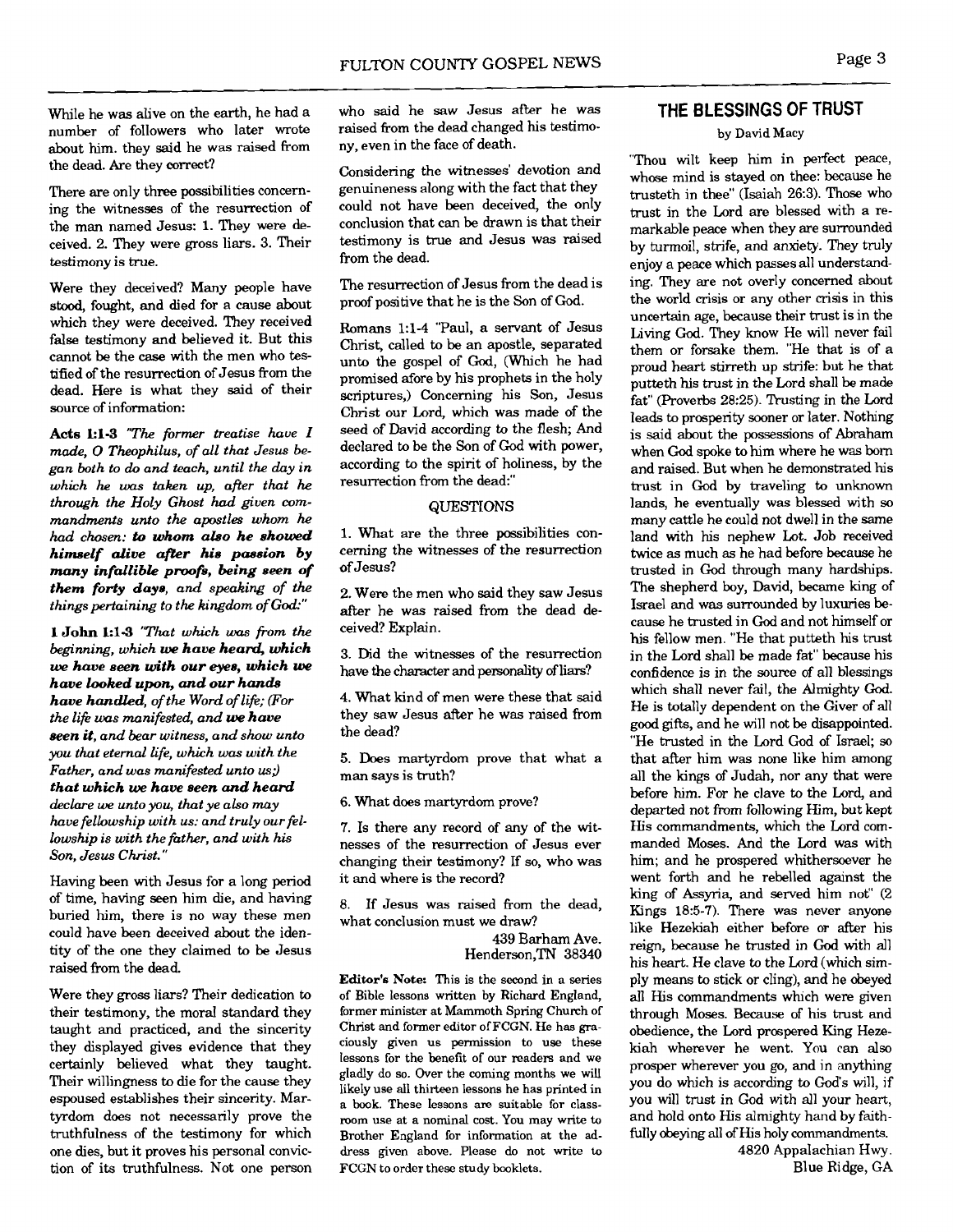While he was alive on the earth, he had a number of followers who later wrote about him. they said he was raised from the dead. Are they correct?

There are only three possibilities concerning the witnesses of the resurrection of the man named Jesus: 1. They were deceived. 2. They were gross liars. 3. Their testimony is true.

Were they deceived? Many people have stood, fought, and died for a cause about which they were deceived. They received false testimony and believed it. But this cannot be the case with the men who testified of the resurrection of Jesus from the dead. Here is what they said of their source of information:

**Acts 1:1-3** *"The former treatise have I made, O Theophilus, of all that Jesus began both to do and teach, until the day in which he was taken up, after that he through the Holy Ghost had given commandments unto the apostles whom he had chosen:* ***to whom also he showed himself alive after his passion by many infallible proofs, being seen of them forty days,*** *and speaking of the things pertaining to the kingdom of God:"*

**1 John 1:1-3** *"That which was from the beginning, which* ***we have heard, which we have seen with our eyes, which we have looked upon, and our hands have handled,*** *of the Word of life; (For the life was manifested, and* ***we have seen it,*** *and bear witness, and show unto you that eternal life, which was with the Father, and was manifested unto us;)* ***that which we have seen and heard*** *declare we unto you, that ye also may have fellowship with us: and truly our fellowship is with the father, and with his Son, Jesus Christ."*

Having been with Jesus for a long period of time, having seen him die, and having buried him, there is no way these men could have been deceived about the identity of the one they claimed to be Jesus raised from the dead.

Were they gross liars? Their dedication to their testimony, the moral standard they taught and practiced, and the sincerity they displayed gives evidence that they certainly believed what they taught. Their willingness to die for the cause they espoused establishes their sincerity. Martyrdom does not necessarily prove the truthfulness of the testimony for which one dies, but it proves his personal conviction of its truthfulness. Not one person who said he saw Jesus after he was raised from the dead changed his testimony, even in the face of death.

Considering the witnesses' devotion and genuineness along with the fact that they could not have been deceived, the only conclusion that can be drawn is that their testimony is true and Jesus was raised from the dead.

The resurrection of Jesus from the dead is proof positive that he is the Son of God.

Romans 1:1-4 "Paul, a servant of Jesus Christ, called to be an apostle, separated unto the gospel of God, (Which he had promised afore by his prophets in the holy scriptures,) Concerning his Son, Jesus Christ our Lord, which was made of the seed of David according to the flesh; And declared to be the Son of God with power, according to the spirit of holiness, by the resurrection from the dead:"

### QUESTIONS

1. What are the three possibilities concerning the witnesses of the resurrection of Jesus?

2. Were the men who said they saw Jesus after he was raised from the dead deceived? Explain.

3. Did the witnesses of the resurrection have the character and personality of liars?

4. What kind of men were these that said they saw Jesus after he was raised from the dead?

5. Does martyrdom prove that what a man says is truth?

6. What does martyrdom prove?

7. Is there any record of any of the witnesses of the resurrection of Jesus ever changing their testimony? If so, who was it and where is the record?

8. If Jesus was raised from the dead, what conclusion must we draw?

439 Barham Ave.
Henderson,TN 38340

**Editor's Note:** This is the second in a series of Bible lessons written by Richard England, former minister at Mammoth Spring Church of Christ and former editor of FCGN. He has graciously given us permission to use these lessons for the benefit of our readers and we gladly do so. Over the coming months we will likely use all thirteen lessons he has printed in a book. These lessons are suitable for classroom use at a nominal cost. You may write to Brother England for information at the address given above. Please do not write to FCGN to order these study booklets.

## THE BLESSINGS OF TRUST

by David Macy

"Thou wilt keep him in perfect peace, whose mind is stayed on thee: because he trusteth in thee" (Isaiah 26:3). Those who trust in the Lord are blessed with a remarkable peace when they are surrounded by turmoil, strife, and anxiety. They truly enjoy a peace which passes all understanding. They are not overly concerned about the world crisis or any other crisis in this uncertain age, because their trust is in the Living God. They know He will never fail them or forsake them. "He that is of a proud heart stirreth up strife: but he that putteth his trust in the Lord shall be made fat" (Proverbs 28:25). Trusting in the Lord leads to prosperity sooner or later. Nothing is said about the possessions of Abraham when God spoke to him where he was born and raised. But when he demonstrated his trust in God by traveling to unknown lands, he eventually was blessed with so many cattle he could not dwell in the same land with his nephew Lot. Job received twice as much as he had before because he trusted in God through many hardships. The shepherd boy, David, became king of Israel and was surrounded by luxuries because he trusted in God and not himself or his fellow men. "He that putteth his trust in the Lord shall be made fat" because his confidence is in the source of all blessings which shall never fail, the Almighty God. He is totally dependent on the Giver of all good gifts, and he will not be disappointed. "He trusted in the Lord God of Israel; so that after him was none like him among all the kings of Judah, nor any that were before him. For he clave to the Lord, and departed not from following Him, but kept His commandments, which the Lord commanded Moses. And the Lord was with him; and he prospered whithersoever he went forth and he rebelled against the king of Assyria, and served him not" (2 Kings 18:5-7). There was never anyone like Hezekiah either before or after his reign, because he trusted in God with all his heart. He clave to the Lord (which simply means to stick or cling), and he obeyed all His commandments which were given through Moses. Because of his trust and obedience, the Lord prospered King Hezekiah wherever he went. You can also prosper wherever you go, and in anything you do which is according to God's will, if you will trust in God with all your heart, and hold onto His almighty hand by faithfully obeying all of His holy commandments.

4820 Appalachian Hwy.
Blue Ridge, GA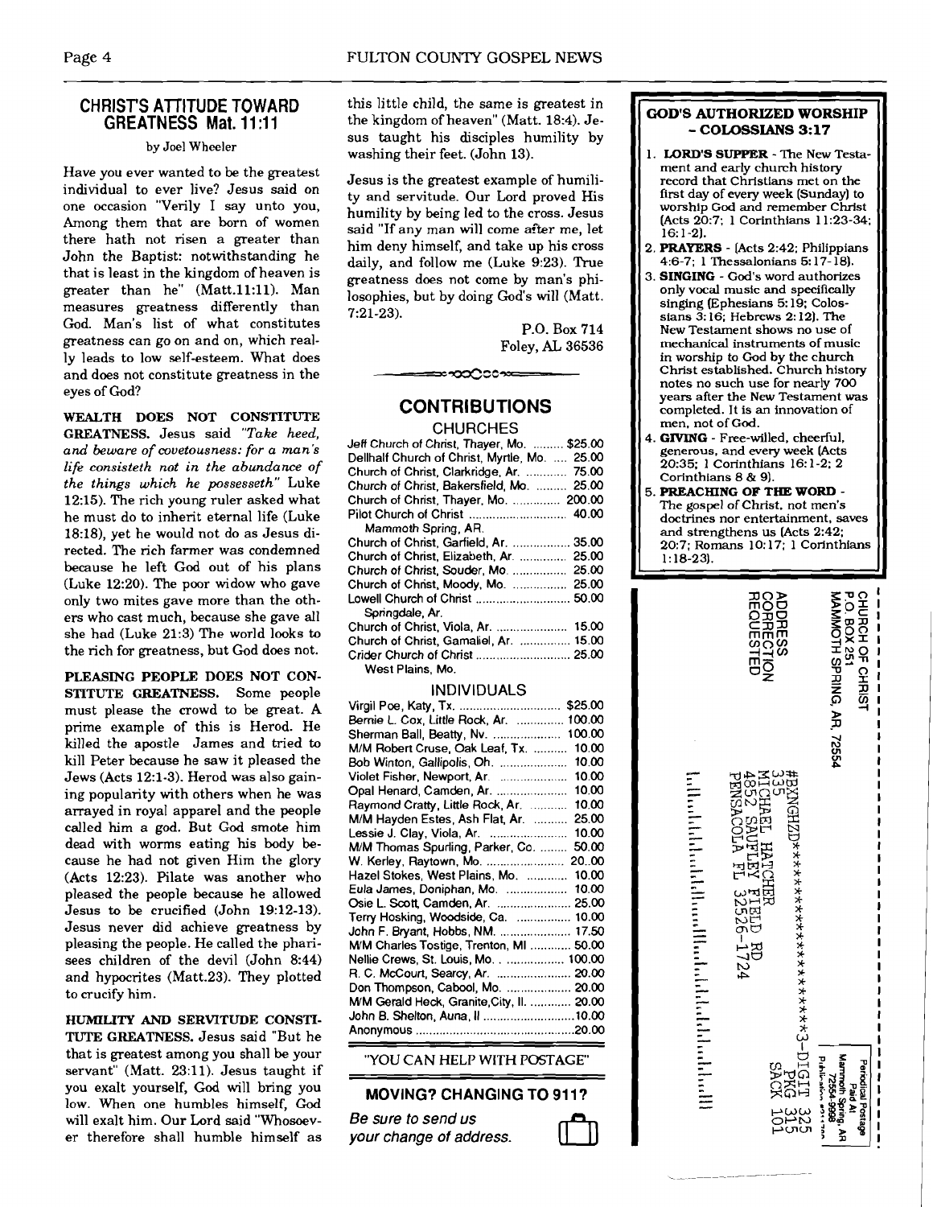## CHRIST'S ATTITUDE TOWARD GREATNESS Mat. 11:11

by Joel Wheeler

Have you ever wanted to be the greatest individual to ever live? Jesus said on one occasion "Verily I say unto you, Among them that are born of women there hath not risen a greater than John the Baptist: notwithstanding he that is least in the kingdom of heaven is greater than he" (Matt.11:11). Man measures greatness differently than God. Man's list of what constitutes greatness can go on and on, which really leads to low self-esteem. What does and does not constitute greatness in the eyes of God?

**WEALTH DOES NOT CONSTITUTE GREATNESS.** Jesus said *"Take heed, and beware of covetousness: for a man's life consisteth not in the abundance of the things which he possesseth"* Luke 12:15). The rich young ruler asked what he must do to inherit eternal life (Luke 18:18), yet he would not do as Jesus directed. The rich farmer was condemned because he left God out of his plans (Luke 12:20). The poor widow who gave only two mites gave more than the others who cast much, because she gave all she had (Luke 21:3) The world looks to the rich for greatness, but God does not.

**PLEASING PEOPLE DOES NOT CONSTITUTE GREATNESS.** Some people must please the crowd to be great. A prime example of this is Herod. He killed the apostle James and tried to kill Peter because he saw it pleased the Jews (Acts 12:1-3). Herod was also gaining popularity with others when he was arrayed in royal apparel and the people called him a god. But God smote him dead with worms eating his body because he had not given Him the glory (Acts 12:23). Pilate was another who pleased the people because he allowed Jesus to be crucified (John 19:12-13). Jesus never did achieve greatness by pleasing the people. He called the pharisees children of the devil (John 8:44) and hypocrites (Matt.23). They plotted to crucify him.

**HUMILITY AND SERVITUDE CONSTITUTE GREATNESS.** Jesus said "But he that is greatest among you shall be your servant" (Matt. 23:11). Jesus taught if you exalt yourself, God will bring you low. When one humbles himself, God will exalt him. Our Lord said "Whosoever therefore shall humble himself as this little child, the same is greatest in the kingdom of heaven" (Matt. 18:4). Jesus taught his disciples humility by washing their feet. (John 13).

Jesus is the greatest example of humility and servitude. Our Lord proved His humility by being led to the cross. Jesus said "If any man will come after me, let him deny himself, and take up his cross daily, and follow me (Luke 9:23). True greatness does not come by man's philosophies, but by doing God's will (Matt. 7:21-23).

P.O. Box 714
Foley, AL 36536

## CONTRIBUTIONS

### CHURCHES

| | |
|---|---|
| Jeff Church of Christ, Thayer, Mo. | $25.00 |
| Dellhalf Church of Christ, Myrtle, Mo. | 25.00 |
| Church of Christ, Clarkridge, Ar. | 75.00 |
| Church of Christ, Bakersfield, Mo. | 25.00 |
| Church of Christ, Thayer, Mo. | 200.00 |
| Pilot Church of Christ Mammoth Spring, AR. | 40.00 |
| Church of Christ, Garfield, Ar. | 35.00 |
| Church of Christ, Elizabeth, Ar. | 25.00 |
| Church of Christ, Souder, Mo. | 25.00 |
| Church of Christ, Moody, Mo. | 25.00 |
| Lowell Church of Christ Springdale, Ar. | 50.00 |
| Church of Christ, Viola, Ar. | 15.00 |
| Church of Christ, Gamaliel, Ar. | 15.00 |
| Crider Church of Christ West Plains, Mo. | 25.00 |

### INDIVIDUALS

| | |
|---|---|
| Virgil Poe, Katy, Tx. | $25.00 |
| Bernie L. Cox, Little Rock, Ar. | 100.00 |
| Sherman Ball, Beatty, Nv. | 100.00 |
| M/M Robert Cruse, Oak Leaf, Tx. | 10.00 |
| Bob Winton, Gallipolis, Oh. | 10.00 |
| Violet Fisher, Newport, Ar. | 10.00 |
| Opal Henard, Camden, Ar. | 10.00 |
| Raymond Cratty, Little Rock, Ar. | 10.00 |
| M/M Hayden Estes, Ash Flat, Ar. | 25.00 |
| Lessie J. Clay, Viola, Ar. | 10.00 |
| M/M Thomas Spurling, Parker, Co. | 50.00 |
| W. Kerley, Raytown, Mo. | 20..00 |
| Hazel Stokes, West Plains, Mo. | 10.00 |
| Eula James, Doniphan, Mo. | 10.00 |
| Osie L. Scott, Camden, Ar. | 25.00 |
| Terry Hosking, Woodside, Ca. | 10.00 |
| John F. Bryant, Hobbs, NM. | 17.50 |
| M/M Charles Tostige, Trenton, MI | 50.00 |
| Nellie Crews, St. Louis, Mo. | 100.00 |
| R. C. McCourt, Searcy, Ar. | 20.00 |
| Don Thompson, Cabool, Mo. | 20.00 |
| M/M Gerald Heck, Granite,City, Il. | 20.00 |
| John B. Shelton, Auna, Il | 10.00 |
| Anonymous | 20.00 |

"YOU CAN HELP WITH POSTAGE"

### MOVING? CHANGING TO 911?

*Be sure to send us your change of address.*

## GOD'S AUTHORIZED WORSHIP - COLOSSIANS 3:17

1. **LORD'S SUPPER** - The New Testament and early church history record that Christians met on the first day of every week (Sunday) to worship God and remember Christ (Acts 20:7; 1 Corinthians 11:23-34; 16:1-2).
2. **PRAYERS** - (Acts 2:42; Philippians 4:6-7; 1 Thessalonians 5:17-18).
3. **SINGING** - God's word authorizes only vocal music and specifically singing (Ephesians 5:19; Colossians 3:16; Hebrews 2:12). The New Testament shows no use of mechanical instruments of music in worship to God by the church Christ established. Church history notes no such use for nearly 700 years after the New Testament was completed. It is an innovation of men, not of God.
4. **GIVING** - Free-willed, cheerful, generous, and every week (Acts 20:35; 1 Corinthians 16:1-2; 2 Corinthians 8 & 9).
5. **PREACHING OF THE WORD** - The gospel of Christ, not men's doctrines nor entertainment, saves and strengthens us (Acts 2:42; 20:7; Romans 10:17; 1 Corinthians 1:18-23).

CHURCH OF CHRIST
P.O. BOX 251
MAMMOTH SPRING, AR. 72554

ADDRESS
CORRECTION
REQUESTED

Periodical Postage Paid At Mammoth Spring, AR 72554-9998

#BXNGHZD*****************3-DIGIT 325
335 PKG 315
MICHAEL HATCHER SACK 101
4852 SAUFLEY FIELD RD
PENSACOLA FL 32526-1724